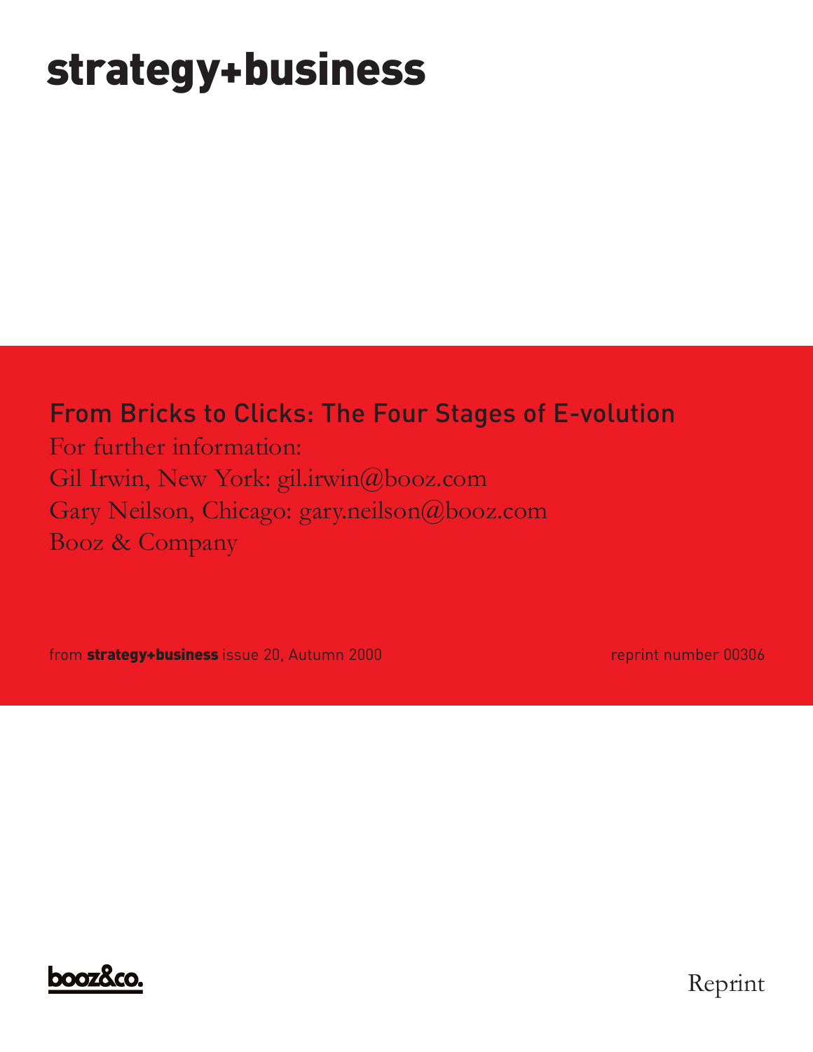# strategy+business

## From Bricks to Clicks: The Four Stages of E-volution

For further information:

Gil Irwin, New York: gil.irwin@booz.com

Gary Neilson, Chicago: gary.neilson@booz.com

Booz & Company

from **strategy+business** issue 20, Autumn 2000

reprint number 00306

booz&co.

Reprint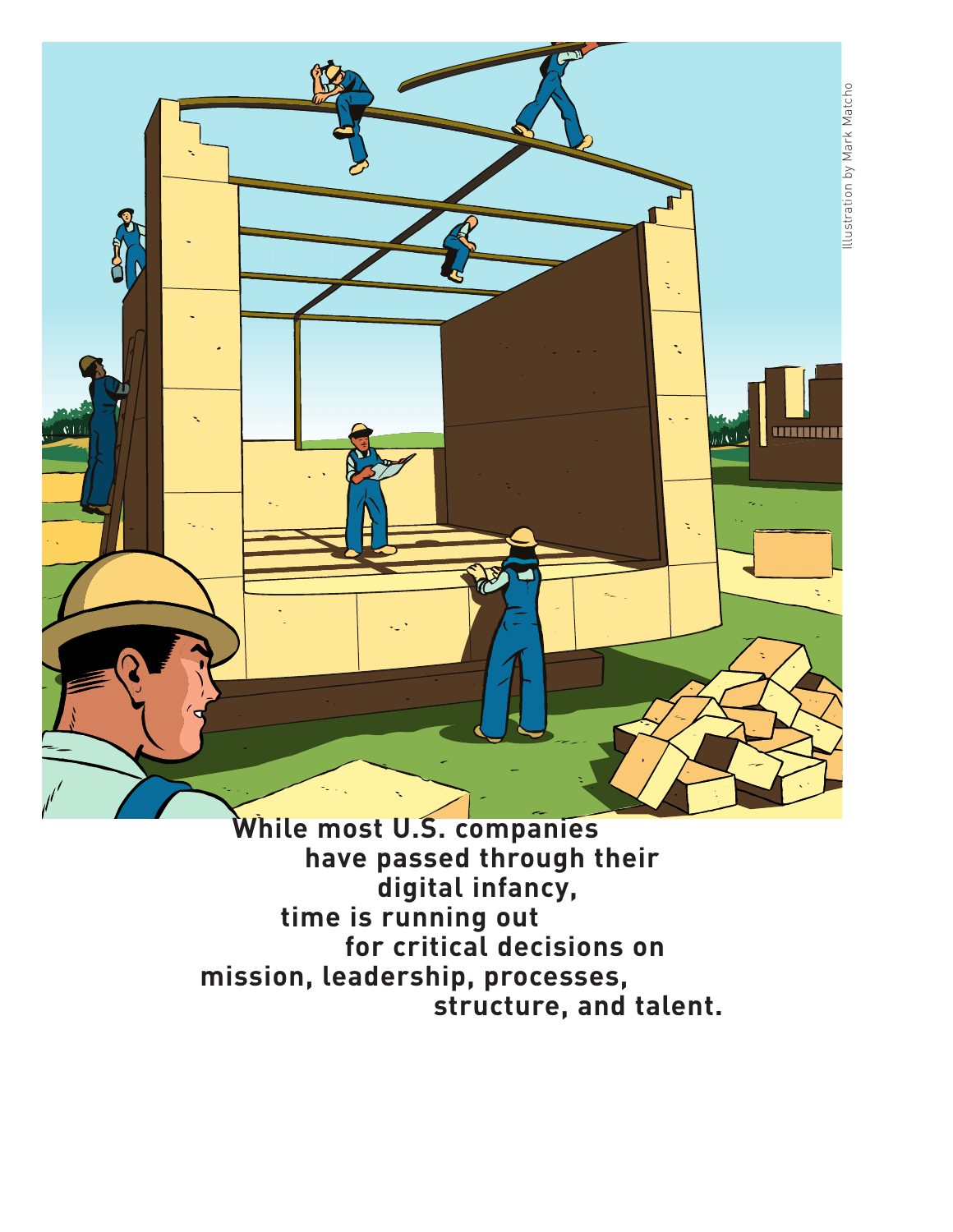**While most U.S. companies have passed through their digital infancy, time is running out for critical decisions on mission, leadership, processes, structure, and talent.**

Illustration by Mark Matcho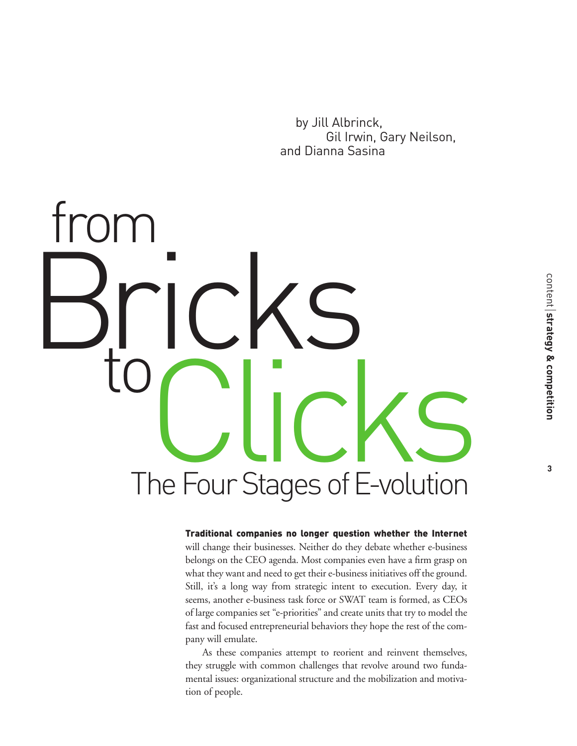# from Bricks to Clicks

## The Four Stages of E-volution

by Jill Albrinck, Gil Irwin, Gary Neilson, and Dianna Sasina

**Traditional companies no longer question whether the Internet** will change their businesses. Neither do they debate whether e-business belongs on the CEO agenda. Most companies even have a firm grasp on what they want and need to get their e-business initiatives off the ground. Still, it's a long way from strategic intent to execution. Every day, it seems, another e-business task force or SWAT team is formed, as CEOs of large companies set "e-priorities" and create units that try to model the fast and focused entrepreneurial behaviors they hope the rest of the company will emulate.

As these companies attempt to reorient and reinvent themselves, they struggle with common challenges that revolve around two fundamental issues: organizational structure and the mobilization and motivation of people.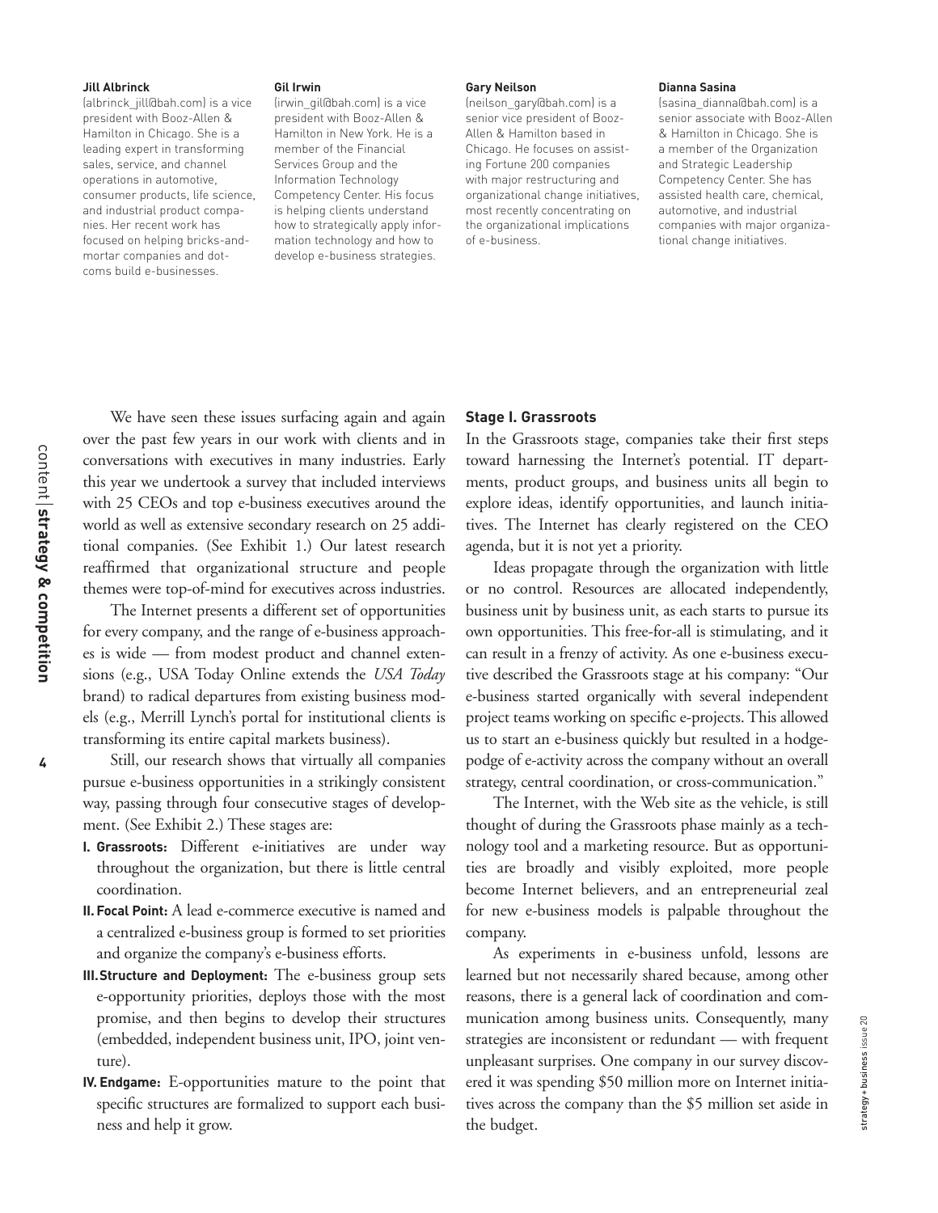**Jill Albrinck**
(albrinck_jill@bah.com) is a vice president with Booz-Allen & Hamilton in Chicago. She is a leading expert in transforming sales, service, and channel operations in automotive, consumer products, life science, and industrial product companies. Her recent work has focused on helping bricks-and-mortar companies and dot-coms build e-businesses.

**Gil Irwin**
(irwin_gil@bah.com) is a vice president with Booz-Allen & Hamilton in New York. He is a member of the Financial Services Group and the Information Technology Competency Center. His focus is helping clients understand how to strategically apply information technology and how to develop e-business strategies.

**Gary Neilson**
(neilson_gary@bah.com) is a senior vice president of Booz-Allen & Hamilton based in Chicago. He focuses on assisting Fortune 200 companies with major restructuring and organizational change initiatives, most recently concentrating on the organizational implications of e-business.

**Dianna Sasina**
(sasina_dianna@bah.com) is a senior associate with Booz-Allen & Hamilton in Chicago. She is a member of the Organization and Strategic Leadership Competency Center. She has assisted health care, chemical, automotive, and industrial companies with major organizational change initiatives.

We have seen these issues surfacing again and again over the past few years in our work with clients and in conversations with executives in many industries. Early this year we undertook a survey that included interviews with 25 CEOs and top e-business executives around the world as well as extensive secondary research on 25 additional companies. (See Exhibit 1.) Our latest research reaffirmed that organizational structure and people themes were top-of-mind for executives across industries.

The Internet presents a different set of opportunities for every company, and the range of e-business approaches is wide — from modest product and channel extensions (e.g., USA Today Online extends the *USA Today* brand) to radical departures from existing business models (e.g., Merrill Lynch's portal for institutional clients is transforming its entire capital markets business).

Still, our research shows that virtually all companies pursue e-business opportunities in a strikingly consistent way, passing through four consecutive stages of development. (See Exhibit 2.) These stages are:

- **I. Grassroots:** Different e-initiatives are under way throughout the organization, but there is little central coordination.
- **II. Focal Point:** A lead e-commerce executive is named and a centralized e-business group is formed to set priorities and organize the company's e-business efforts.
- **III. Structure and Deployment:** The e-business group sets e-opportunity priorities, deploys those with the most promise, and then begins to develop their structures (embedded, independent business unit, IPO, joint venture).
- **IV. Endgame:** E-opportunities mature to the point that specific structures are formalized to support each business and help it grow.

### Stage I. Grassroots

In the Grassroots stage, companies take their first steps toward harnessing the Internet's potential. IT departments, product groups, and business units all begin to explore ideas, identify opportunities, and launch initiatives. The Internet has clearly registered on the CEO agenda, but it is not yet a priority.

Ideas propagate through the organization with little or no control. Resources are allocated independently, business unit by business unit, as each starts to pursue its own opportunities. This free-for-all is stimulating, and it can result in a frenzy of activity. As one e-business executive described the Grassroots stage at his company: "Our e-business started organically with several independent project teams working on specific e-projects. This allowed us to start an e-business quickly but resulted in a hodgepodge of e-activity across the company without an overall strategy, central coordination, or cross-communication."

The Internet, with the Web site as the vehicle, is still thought of during the Grassroots phase mainly as a technology tool and a marketing resource. But as opportunities are broadly and visibly exploited, more people become Internet believers, and an entrepreneurial zeal for new e-business models is palpable throughout the company.

As experiments in e-business unfold, lessons are learned but not necessarily shared because, among other reasons, there is a general lack of coordination and communication among business units. Consequently, many strategies are inconsistent or redundant — with frequent unpleasant surprises. One company in our survey discovered it was spending $50 million more on Internet initiatives across the company than the $5 million set aside in the budget.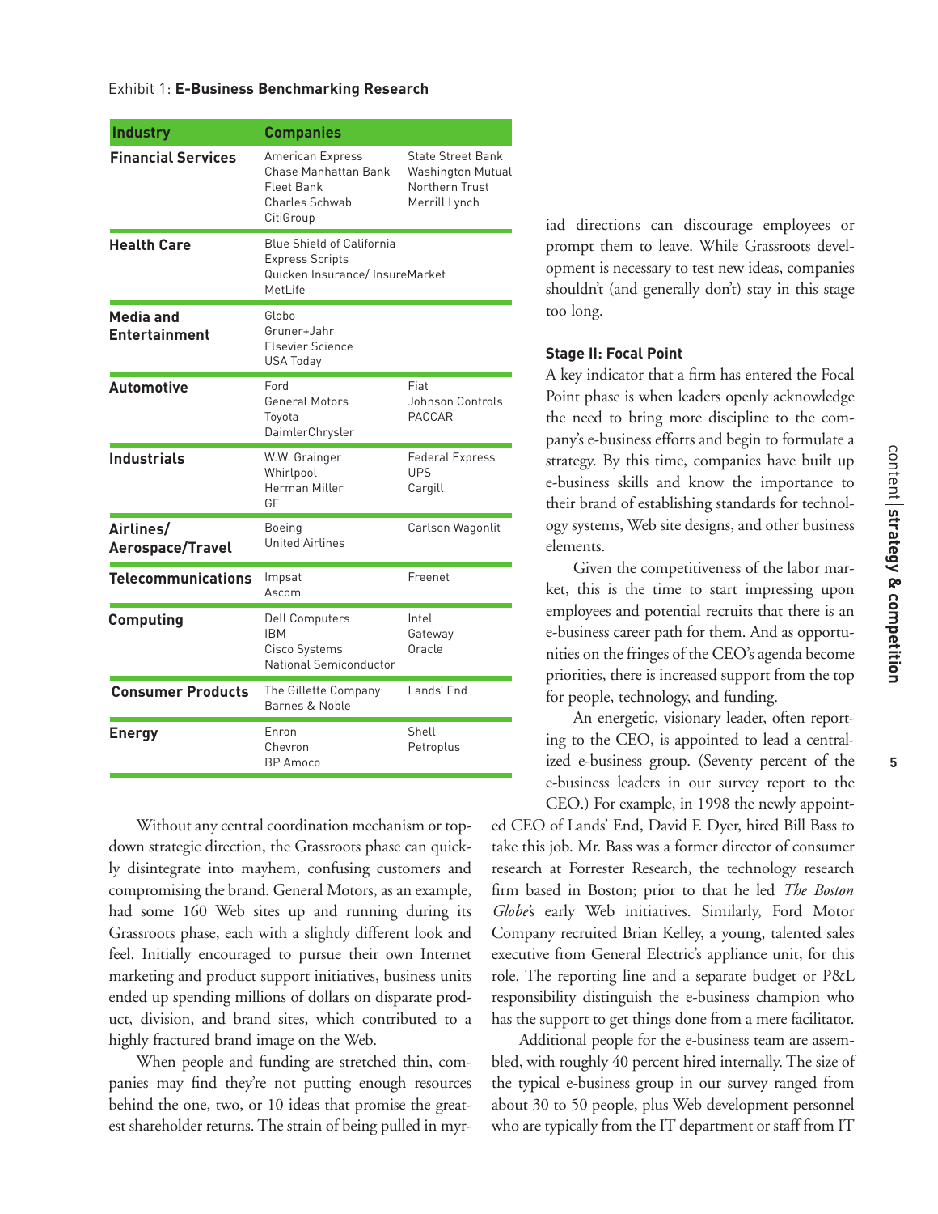Exhibit 1: **E-Business Benchmarking Research**

| Industry | Companies | |
|---|---|---|
| **Financial Services** | American Express<br>Chase Manhattan Bank<br>Fleet Bank<br>Charles Schwab<br>CitiGroup | State Street Bank<br>Washington Mutual<br>Northern Trust<br>Merrill Lynch |
| **Health Care** | Blue Shield of California<br>Express Scripts<br>Quicken Insurance/ InsureMarket<br>MetLife | |
| **Media and Entertainment** | Globo<br>Gruner+Jahr<br>Elsevier Science<br>USA Today | |
| **Automotive** | Ford<br>General Motors<br>Toyota<br>DaimlerChrysler | Fiat<br>Johnson Controls<br>PACCAR |
| **Industrials** | W.W. Grainger<br>Whirlpool<br>Herman Miller<br>GE | Federal Express<br>UPS<br>Cargill |
| **Airlines/ Aerospace/Travel** | Boeing<br>United Airlines | Carlson Wagonlit |
| **Telecommunications** | Impsat<br>Ascom | Freenet |
| **Computing** | Dell Computers<br>IBM<br>Cisco Systems<br>National Semiconductor | Intel<br>Gateway<br>Oracle |
| **Consumer Products** | The Gillette Company<br>Barnes & Noble | Lands' End |
| **Energy** | Enron<br>Chevron<br>BP Amoco | Shell<br>Petroplus |

Without any central coordination mechanism or top-down strategic direction, the Grassroots phase can quickly disintegrate into mayhem, confusing customers and compromising the brand. General Motors, as an example, had some 160 Web sites up and running during its Grassroots phase, each with a slightly different look and feel. Initially encouraged to pursue their own Internet marketing and product support initiatives, business units ended up spending millions of dollars on disparate product, division, and brand sites, which contributed to a highly fractured brand image on the Web.

When people and funding are stretched thin, companies may find they're not putting enough resources behind the one, two, or 10 ideas that promise the greatest shareholder returns. The strain of being pulled in myriad directions can discourage employees or prompt them to leave. While Grassroots development is necessary to test new ideas, companies shouldn't (and generally don't) stay in this stage too long.

### Stage II: Focal Point

A key indicator that a firm has entered the Focal Point phase is when leaders openly acknowledge the need to bring more discipline to the company's e-business efforts and begin to formulate a strategy. By this time, companies have built up e-business skills and know the importance to their brand of establishing standards for technology systems, Web site designs, and other business elements.

Given the competitiveness of the labor market, this is the time to start impressing upon employees and potential recruits that there is an e-business career path for them. And as opportunities on the fringes of the CEO's agenda become priorities, there is increased support from the top for people, technology, and funding.

An energetic, visionary leader, often reporting to the CEO, is appointed to lead a centralized e-business group. (Seventy percent of the e-business leaders in our survey report to the CEO.) For example, in 1998 the newly appointed CEO of Lands' End, David F. Dyer, hired Bill Bass to take this job. Mr. Bass was a former director of consumer research at Forrester Research, the technology research firm based in Boston; prior to that he led *The Boston Globe's* early Web initiatives. Similarly, Ford Motor Company recruited Brian Kelley, a young, talented sales executive from General Electric's appliance unit, for this role. The reporting line and a separate budget or P&L responsibility distinguish the e-business champion who has the support to get things done from a mere facilitator.

Additional people for the e-business team are assembled, with roughly 40 percent hired internally. The size of the typical e-business group in our survey ranged from about 30 to 50 people, plus Web development personnel who are typically from the IT department or staff from IT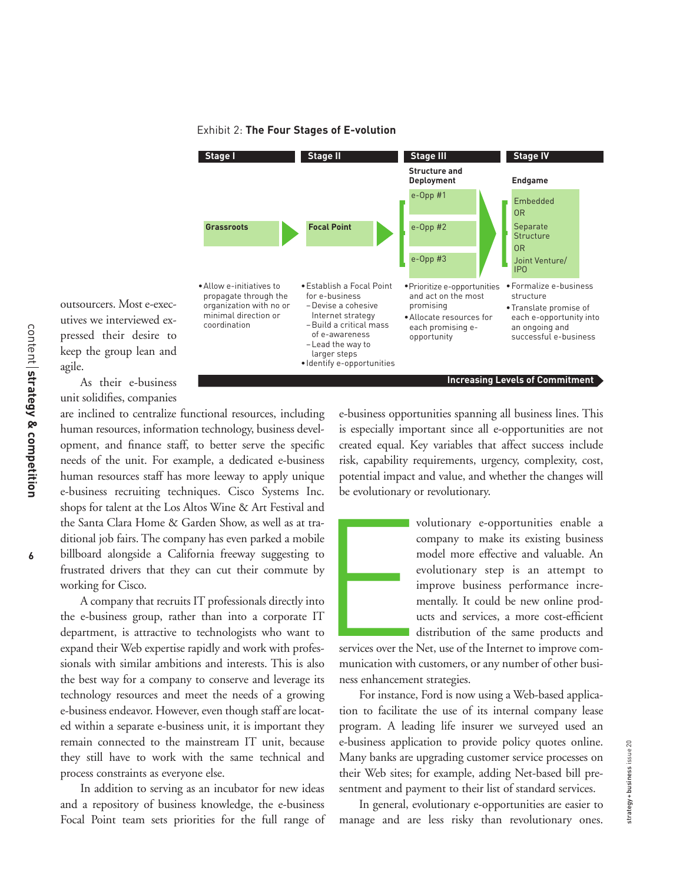Exhibit 2: **The Four Stages of E-volution**

| Stage I | Stage II | Stage III | Stage IV |
|---|---|---|---|
| | | **Structure and Deployment** | **Endgame** |
| **Grassroots** | **Focal Point** | e-Opp #1<br>e-Opp #2<br>e-Opp #3 | Embedded<br>OR<br>Separate Structure<br>OR<br>Joint Venture/ IPO |
| • Allow e-initiatives to propagate through the organization with no or minimal direction or coordination | • Establish a Focal Point for e-business<br>– Devise a cohesive Internet strategy<br>– Build a critical mass of e-awareness<br>– Lead the way to larger steps<br>• Identify e-opportunities | • Prioritize e-opportunities and act on the most promising<br>• Allocate resources for each promising e-opportunity | • Formalize e-business structure<br>• Translate promise of each e-opportunity into an ongoing and successful e-business |

**Increasing Levels of Commitment**

outsourcers. Most e-executives we interviewed expressed their desire to keep the group lean and agile.

As their e-business unit solidifies, companies are inclined to centralize functional resources, including human resources, information technology, business development, and finance staff, to better serve the specific needs of the unit. For example, a dedicated e-business human resources staff has more leeway to apply unique e-business recruiting techniques. Cisco Systems Inc. shops for talent at the Los Altos Wine & Art Festival and the Santa Clara Home & Garden Show, as well as at traditional job fairs. The company has even parked a mobile billboard alongside a California freeway suggesting to frustrated drivers that they can cut their commute by working for Cisco.

A company that recruits IT professionals directly into the e-business group, rather than into a corporate IT department, is attractive to technologists who want to expand their Web expertise rapidly and work with professionals with similar ambitions and interests. This is also the best way for a company to conserve and leverage its technology resources and meet the needs of a growing e-business endeavor. However, even though staff are located within a separate e-business unit, it is important they remain connected to the mainstream IT unit, because they still have to work with the same technical and process constraints as everyone else.

In addition to serving as an incubator for new ideas and a repository of business knowledge, the e-business Focal Point team sets priorities for the full range of e-business opportunities spanning all business lines. This is especially important since all e-opportunities are not created equal. Key variables that affect success include risk, capability requirements, urgency, complexity, cost, potential impact and value, and whether the changes will be evolutionary or revolutionary.

Evolutionary e-opportunities enable a company to make its existing business model more effective and valuable. An evolutionary step is an attempt to improve business performance incrementally. It could be new online products and services, a more cost-efficient distribution of the same products and services over the Net, use of the Internet to improve communication with customers, or any number of other business enhancement strategies.

For instance, Ford is now using a Web-based application to facilitate the use of its internal company lease program. A leading life insurer we surveyed used an e-business application to provide policy quotes online. Many banks are upgrading customer service processes on their Web sites; for example, adding Net-based bill presentment and payment to their list of standard services.

In general, evolutionary e-opportunities are easier to manage and are less risky than revolutionary ones.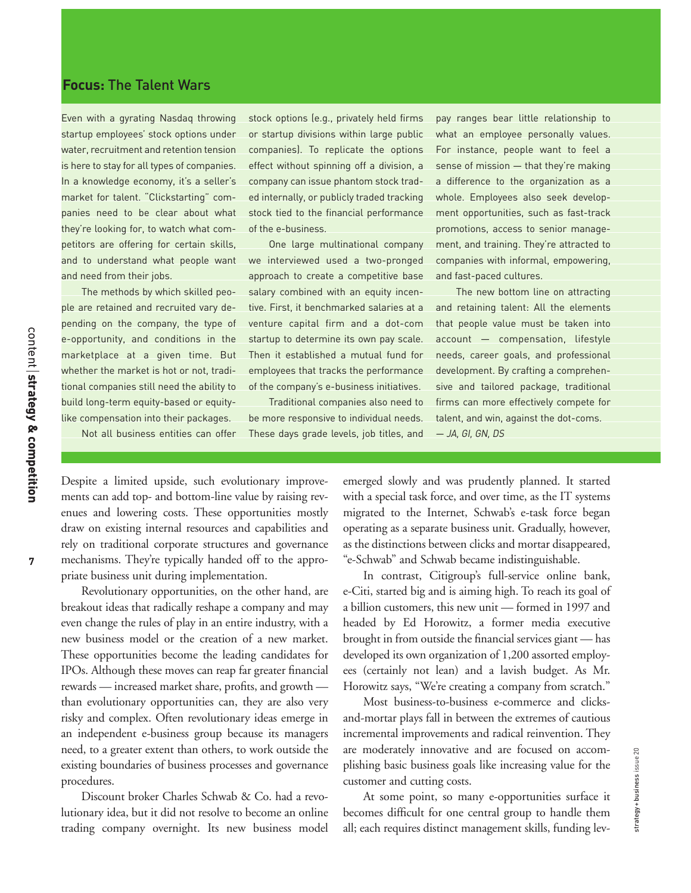## Focus: The Talent Wars

Even with a gyrating Nasdaq throwing startup employees' stock options under water, recruitment and retention tension is here to stay for all types of companies. In a knowledge economy, it's a seller's market for talent. "Clickstarting" companies need to be clear about what they're looking for, to watch what competitors are offering for certain skills, and to understand what people want and need from their jobs.

The methods by which skilled people are retained and recruited vary depending on the company, the type of e-opportunity, and conditions in the marketplace at a given time. But whether the market is hot or not, traditional companies still need the ability to build long-term equity-based or equity-like compensation into their packages.

Not all business entities can offer stock options (e.g., privately held firms or startup divisions within large public companies). To replicate the options effect without spinning off a division, a company can issue phantom stock traded internally, or publicly traded tracking stock tied to the financial performance of the e-business.

One large multinational company we interviewed used a two-pronged approach to create a competitive base salary combined with an equity incentive. First, it benchmarked salaries at a venture capital firm and a dot-com startup to determine its own pay scale. Then it established a mutual fund for employees that tracks the performance of the company's e-business initiatives.

Traditional companies also need to be more responsive to individual needs. These days grade levels, job titles, and pay ranges bear little relationship to what an employee personally values. For instance, people want to feel a sense of mission — that they're making a difference to the organization as a whole. Employees also seek development opportunities, such as fast-track promotions, access to senior management, and training. They're attracted to companies with informal, empowering, and fast-paced cultures.

The new bottom line on attracting and retaining talent: All the elements that people value must be taken into account — compensation, lifestyle needs, career goals, and professional development. By crafting a comprehensive and tailored package, traditional firms can more effectively compete for talent, and win, against the dot-coms.
*— JA, GI, GN, DS*

---

Despite a limited upside, such evolutionary improvements can add top- and bottom-line value by raising revenues and lowering costs. These opportunities mostly draw on existing internal resources and capabilities and rely on traditional corporate structures and governance mechanisms. They're typically handed off to the appropriate business unit during implementation.

Revolutionary opportunities, on the other hand, are breakout ideas that radically reshape a company and may even change the rules of play in an entire industry, with a new business model or the creation of a new market. These opportunities become the leading candidates for IPOs. Although these moves can reap far greater financial rewards — increased market share, profits, and growth — than evolutionary opportunities can, they are also very risky and complex. Often revolutionary ideas emerge in an independent e-business group because its managers need, to a greater extent than others, to work outside the existing boundaries of business processes and governance procedures.

Discount broker Charles Schwab & Co. had a revolutionary idea, but it did not resolve to become an online trading company overnight. Its new business model emerged slowly and was prudently planned. It started with a special task force, and over time, as the IT systems migrated to the Internet, Schwab's e-task force began operating as a separate business unit. Gradually, however, as the distinctions between clicks and mortar disappeared, "e-Schwab" and Schwab became indistinguishable.

In contrast, Citigroup's full-service online bank, e-Citi, started big and is aiming high. To reach its goal of a billion customers, this new unit — formed in 1997 and headed by Ed Horowitz, a former media executive brought in from outside the financial services giant — has developed its own organization of 1,200 assorted employees (certainly not lean) and a lavish budget. As Mr. Horowitz says, "We're creating a company from scratch."

Most business-to-business e-commerce and clicks-and-mortar plays fall in between the extremes of cautious incremental improvements and radical reinvention. They are moderately innovative and are focused on accomplishing basic business goals like increasing value for the customer and cutting costs.

At some point, so many e-opportunities surface it becomes difficult for one central group to handle them all; each requires distinct management skills, funding lev-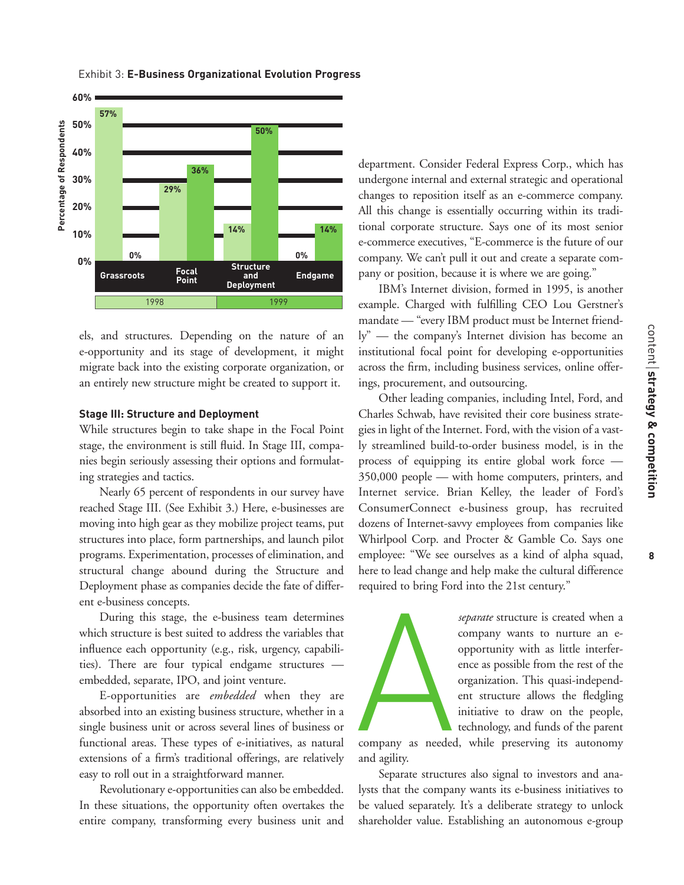Exhibit 3: **E-Business Organizational Evolution Progress**

| Stage | 1998 | 1999 |
|---|---|---|
| Grassroots | 57% | 0% |
| Focal Point | 29% | 36% |
| Structure and Deployment | 14% | 50% |
| Endgame | 0% | 14% |

els, and structures. Depending on the nature of an e-opportunity and its stage of development, it might migrate back into the existing corporate organization, or an entirely new structure might be created to support it.

### Stage III: Structure and Deployment

While structures begin to take shape in the Focal Point stage, the environment is still fluid. In Stage III, companies begin seriously assessing their options and formulating strategies and tactics.

Nearly 65 percent of respondents in our survey have reached Stage III. (See Exhibit 3.) Here, e-businesses are moving into high gear as they mobilize project teams, put structures into place, form partnerships, and launch pilot programs. Experimentation, processes of elimination, and structural change abound during the Structure and Deployment phase as companies decide the fate of different e-business concepts.

During this stage, the e-business team determines which structure is best suited to address the variables that influence each opportunity (e.g., risk, urgency, capabilities). There are four typical endgame structures — embedded, separate, IPO, and joint venture.

E-opportunities are *embedded* when they are absorbed into an existing business structure, whether in a single business unit or across several lines of business or functional areas. These types of e-initiatives, as natural extensions of a firm's traditional offerings, are relatively easy to roll out in a straightforward manner.

Revolutionary e-opportunities can also be embedded. In these situations, the opportunity often overtakes the entire company, transforming every business unit and department. Consider Federal Express Corp., which has undergone internal and external strategic and operational changes to reposition itself as an e-commerce company. All this change is essentially occurring within its traditional corporate structure. Says one of its most senior e-commerce executives, "E-commerce is the future of our company. We can't pull it out and create a separate company or position, because it is where we are going."

IBM's Internet division, formed in 1995, is another example. Charged with fulfilling CEO Lou Gerstner's mandate — "every IBM product must be Internet friendly" — the company's Internet division has become an institutional focal point for developing e-opportunities across the firm, including business services, online offerings, procurement, and outsourcing.

Other leading companies, including Intel, Ford, and Charles Schwab, have revisited their core business strategies in light of the Internet. Ford, with the vision of a vastly streamlined build-to-order business model, is in the process of equipping its entire global work force — 350,000 people — with home computers, printers, and Internet service. Brian Kelley, the leader of Ford's ConsumerConnect e-business group, has recruited dozens of Internet-savvy employees from companies like Whirlpool Corp. and Procter & Gamble Co. Says one employee: "We see ourselves as a kind of alpha squad, here to lead change and help make the cultural difference required to bring Ford into the 21st century."

A *separate* structure is created when a company wants to nurture an e-opportunity with as little interference as possible from the rest of the organization. This quasi-independent structure allows the fledgling initiative to draw on the people, technology, and funds of the parent company as needed, while preserving its autonomy and agility.

Separate structures also signal to investors and analysts that the company wants its e-business initiatives to be valued separately. It's a deliberate strategy to unlock shareholder value. Establishing an autonomous e-group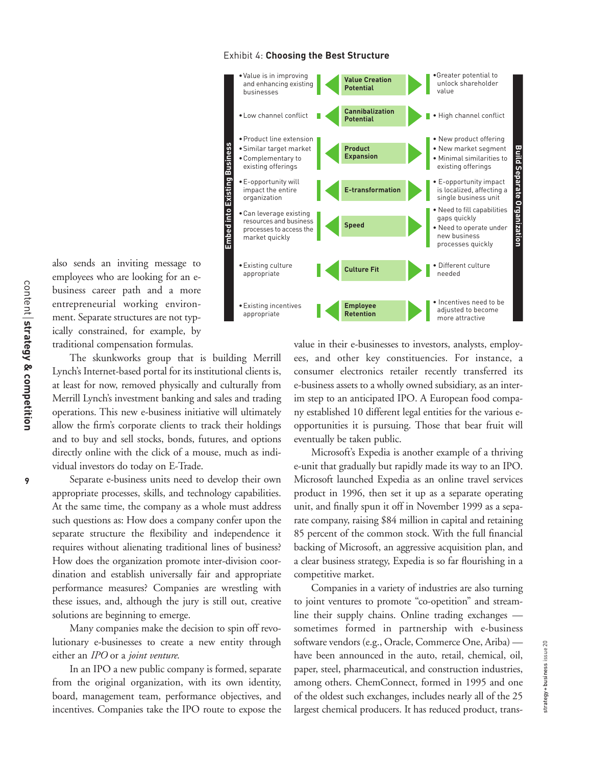also sends an inviting message to employees who are looking for an e-business career path and a more entrepreneurial working environment. Separate structures are not typically constrained, for example, by traditional compensation formulas.

The skunkworks group that is building Merrill Lynch's Internet-based portal for its institutional clients is, at least for now, removed physically and culturally from Merrill Lynch's investment banking and sales and trading operations. This new e-business initiative will ultimately allow the firm's corporate clients to track their holdings and to buy and sell stocks, bonds, futures, and options directly online with the click of a mouse, much as individual investors do today on E-Trade.

Separate e-business units need to develop their own appropriate processes, skills, and technology capabilities. At the same time, the company as a whole must address such questions as: How does a company confer upon the separate structure the flexibility and independence it requires without alienating traditional lines of business? How does the organization promote inter-division coordination and establish universally fair and appropriate performance measures? Companies are wrestling with these issues, and, although the jury is still out, creative solutions are beginning to emerge.

Many companies make the decision to spin off revolutionary e-businesses to create a new entity through either an *IPO* or a *joint venture.*

In an IPO a new public company is formed, separate from the original organization, with its own identity, board, management team, performance objectives, and incentives. Companies take the IPO route to expose the value in their e-businesses to investors, analysts, employees, and other key constituencies. For instance, a consumer electronics retailer recently transferred its e-business assets to a wholly owned subsidiary, as an interim step to an anticipated IPO. A European food company established 10 different legal entities for the various e-opportunities it is pursuing. Those that bear fruit will eventually be taken public.

Microsoft's Expedia is another example of a thriving e-unit that gradually but rapidly made its way to an IPO. Microsoft launched Expedia as an online travel services product in 1996, then set it up as a separate operating unit, and finally spun it off in November 1999 as a separate company, raising $84 million in capital and retaining 85 percent of the common stock. With the full financial backing of Microsoft, an aggressive acquisition plan, and a clear business strategy, Expedia is so far flourishing in a competitive market.

Companies in a variety of industries are also turning to joint ventures to promote "co-opetition" and streamline their supply chains. Online trading exchanges — sometimes formed in partnership with e-business software vendors (e.g., Oracle, Commerce One, Ariba) — have been announced in the auto, retail, chemical, oil, paper, steel, pharmaceutical, and construction industries, among others. ChemConnect, formed in 1995 and one of the oldest such exchanges, includes nearly all of the 25 largest chemical producers. It has reduced product, trans-

Exhibit 4: **Choosing the Best Structure**

| Embed into Existing Business | Factor | Build Separate Organization |
|---|---|---|
| • Value is in improving and enhancing existing businesses | **Value Creation Potential** | • Greater potential to unlock shareholder value |
| • Low channel conflict | **Cannibalization Potential** | • High channel conflict |
| • Product line extension<br>• Similar target market<br>• Complementary to existing offerings | **Product Expansion** | • New product offering<br>• New market segment<br>• Minimal similarities to existing offerings |
| • E-opportunity will impact the entire organization | **E-transformation** | • E-opportunity impact is localized, affecting a single business unit |
| • Can leverage existing resources and business processes to access the market quickly | **Speed** | • Need to fill capabilities gaps quickly<br>• Need to operate under new business processes quickly |
| • Existing culture appropriate | **Culture Fit** | • Different culture needed |
| • Existing incentives appropriate | **Employee Retention** | • Incentives need to be adjusted to become more attractive |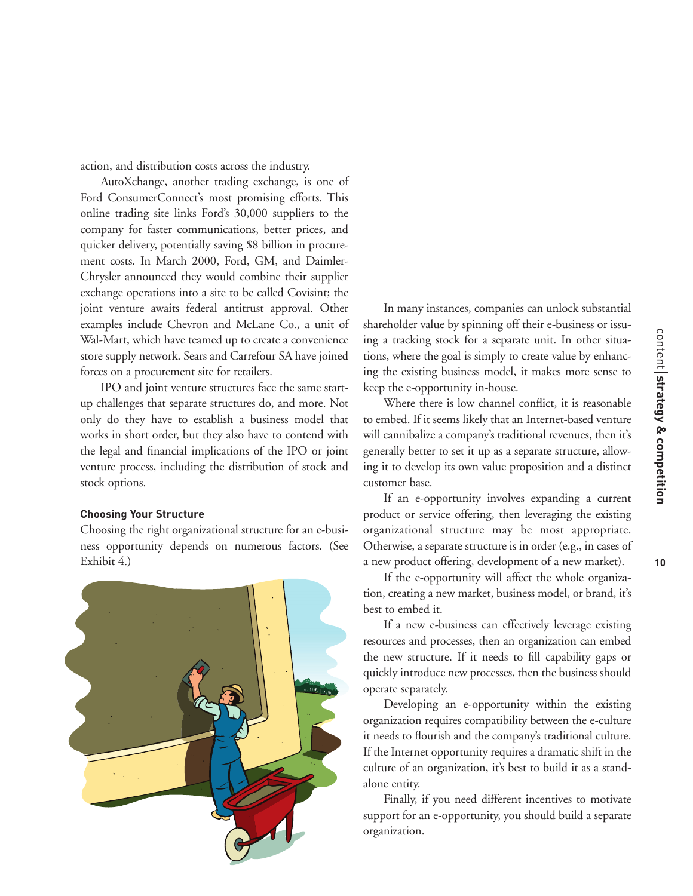action, and distribution costs across the industry.

AutoXchange, another trading exchange, is one of Ford ConsumerConnect's most promising efforts. This online trading site links Ford's 30,000 suppliers to the company for faster communications, better prices, and quicker delivery, potentially saving $8 billion in procurement costs. In March 2000, Ford, GM, and DaimlerChrysler announced they would combine their supplier exchange operations into a site to be called Covisint; the joint venture awaits federal antitrust approval. Other examples include Chevron and McLane Co., a unit of Wal-Mart, which have teamed up to create a convenience store supply network. Sears and Carrefour SA have joined forces on a procurement site for retailers.

IPO and joint venture structures face the same startup challenges that separate structures do, and more. Not only do they have to establish a business model that works in short order, but they also have to contend with the legal and financial implications of the IPO or joint venture process, including the distribution of stock and stock options.

#### Choosing Your Structure

Choosing the right organizational structure for an e-business opportunity depends on numerous factors. (See Exhibit 4.)

In many instances, companies can unlock substantial shareholder value by spinning off their e-business or issuing a tracking stock for a separate unit. In other situations, where the goal is simply to create value by enhancing the existing business model, it makes more sense to keep the e-opportunity in-house.

Where there is low channel conflict, it is reasonable to embed. If it seems likely that an Internet-based venture will cannibalize a company's traditional revenues, then it's generally better to set it up as a separate structure, allowing it to develop its own value proposition and a distinct customer base.

If an e-opportunity involves expanding a current product or service offering, then leveraging the existing organizational structure may be most appropriate. Otherwise, a separate structure is in order (e.g., in cases of a new product offering, development of a new market).

If the e-opportunity will affect the whole organization, creating a new market, business model, or brand, it's best to embed it.

If a new e-business can effectively leverage existing resources and processes, then an organization can embed the new structure. If it needs to fill capability gaps or quickly introduce new processes, then the business should operate separately.

Developing an e-opportunity within the existing organization requires compatibility between the e-culture it needs to flourish and the company's traditional culture. If the Internet opportunity requires a dramatic shift in the culture of an organization, it's best to build it as a standalone entity.

Finally, if you need different incentives to motivate support for an e-opportunity, you should build a separate organization.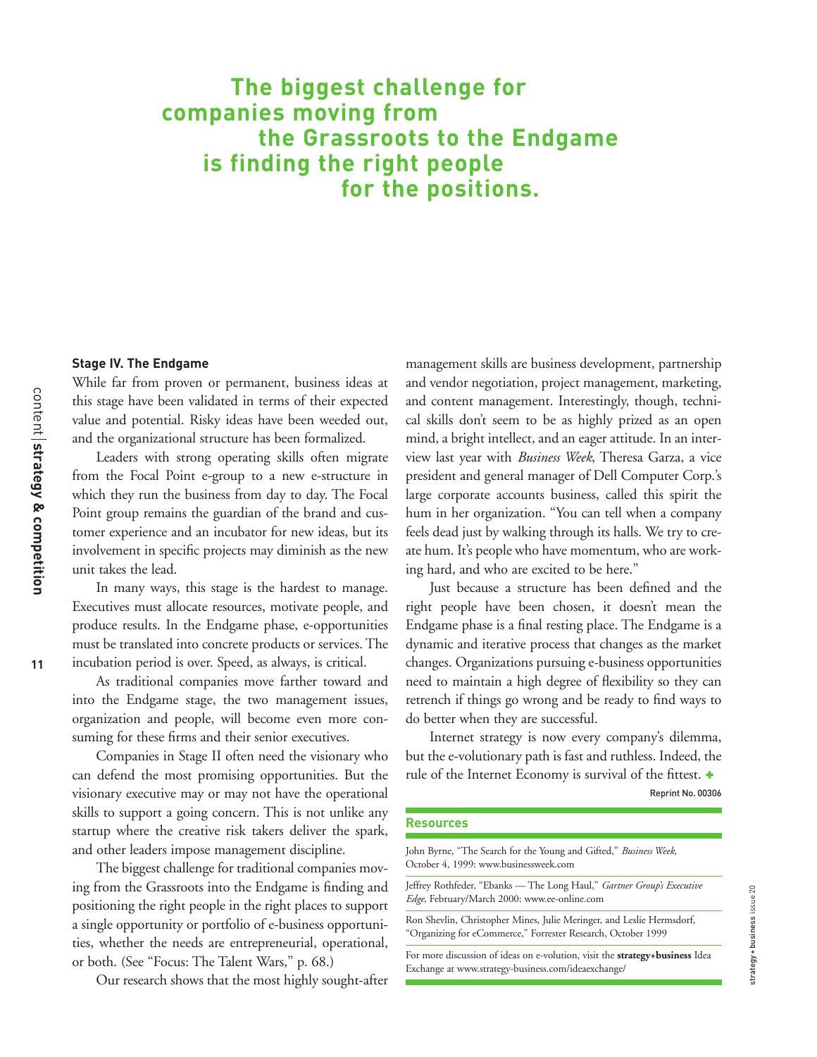**The biggest challenge for companies moving from the Grassroots to the Endgame is finding the right people for the positions.**

### Stage IV. The Endgame

While far from proven or permanent, business ideas at this stage have been validated in terms of their expected value and potential. Risky ideas have been weeded out, and the organizational structure has been formalized.

Leaders with strong operating skills often migrate from the Focal Point e-group to a new e-structure in which they run the business from day to day. The Focal Point group remains the guardian of the brand and customer experience and an incubator for new ideas, but its involvement in specific projects may diminish as the new unit takes the lead.

In many ways, this stage is the hardest to manage. Executives must allocate resources, motivate people, and produce results. In the Endgame phase, e-opportunities must be translated into concrete products or services. The incubation period is over. Speed, as always, is critical.

As traditional companies move farther toward and into the Endgame stage, the two management issues, organization and people, will become even more consuming for these firms and their senior executives.

Companies in Stage II often need the visionary who can defend the most promising opportunities. But the visionary executive may or may not have the operational skills to support a going concern. This is not unlike any startup where the creative risk takers deliver the spark, and other leaders impose management discipline.

The biggest challenge for traditional companies moving from the Grassroots into the Endgame is finding and positioning the right people in the right places to support a single opportunity or portfolio of e-business opportunities, whether the needs are entrepreneurial, operational, or both. (See "Focus: The Talent Wars," p. 68.)

Our research shows that the most highly sought-after management skills are business development, partnership and vendor negotiation, project management, marketing, and content management. Interestingly, though, technical skills don't seem to be as highly prized as an open mind, a bright intellect, and an eager attitude. In an interview last year with *Business Week*, Theresa Garza, a vice president and general manager of Dell Computer Corp.'s large corporate accounts business, called this spirit the hum in her organization. "You can tell when a company feels dead just by walking through its halls. We try to create hum. It's people who have momentum, who are working hard, and who are excited to be here."

Just because a structure has been defined and the right people have been chosen, it doesn't mean the Endgame phase is a final resting place. The Endgame is a dynamic and iterative process that changes as the market changes. Organizations pursuing e-business opportunities need to maintain a high degree of flexibility so they can retrench if things go wrong and be ready to find ways to do better when they are successful.

Internet strategy is now every company's dilemma, but the e-volutionary path is fast and ruthless. Indeed, the rule of the Internet Economy is survival of the fittest. +

Reprint No. 00306

### Resources

John Byrne, "The Search for the Young and Gifted," *Business Week*, October 4, 1999: www.businessweek.com

Jeffrey Rothfeder, "Ebanks — The Long Haul," *Gartner Group's Executive Edge*, February/March 2000: www.ee-online.com

Ron Shevlin, Christopher Mines, Julie Meringer, and Leslie Hermsdorf, "Organizing for eCommerce," Forrester Research, October 1999

For more discussion of ideas on e-volution, visit the **strategy+business** Idea Exchange at www.strategy-business.com/ideaexchange/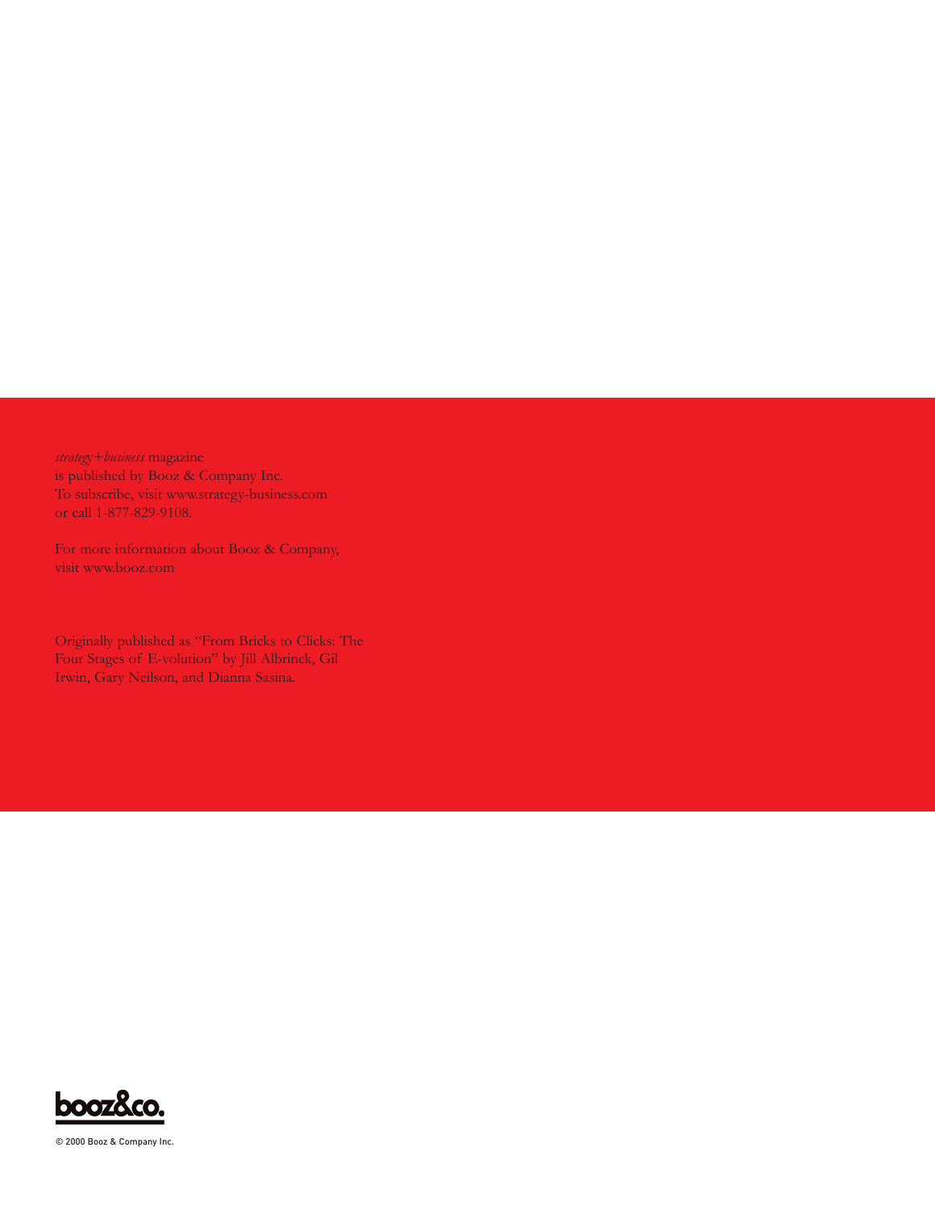*strategy+business* magazine
is published by Booz & Company Inc.
To subscribe, visit www.strategy-business.com
or call 1-877-829-9108.

For more information about Booz & Company,
visit www.booz.com

Originally published as "From Bricks to Clicks: The Four Stages of E-volution" by Jill Albrinck, Gil Irwin, Gary Neilson, and Dianna Sasina.

booz&co.

© 2000 Booz & Company Inc.